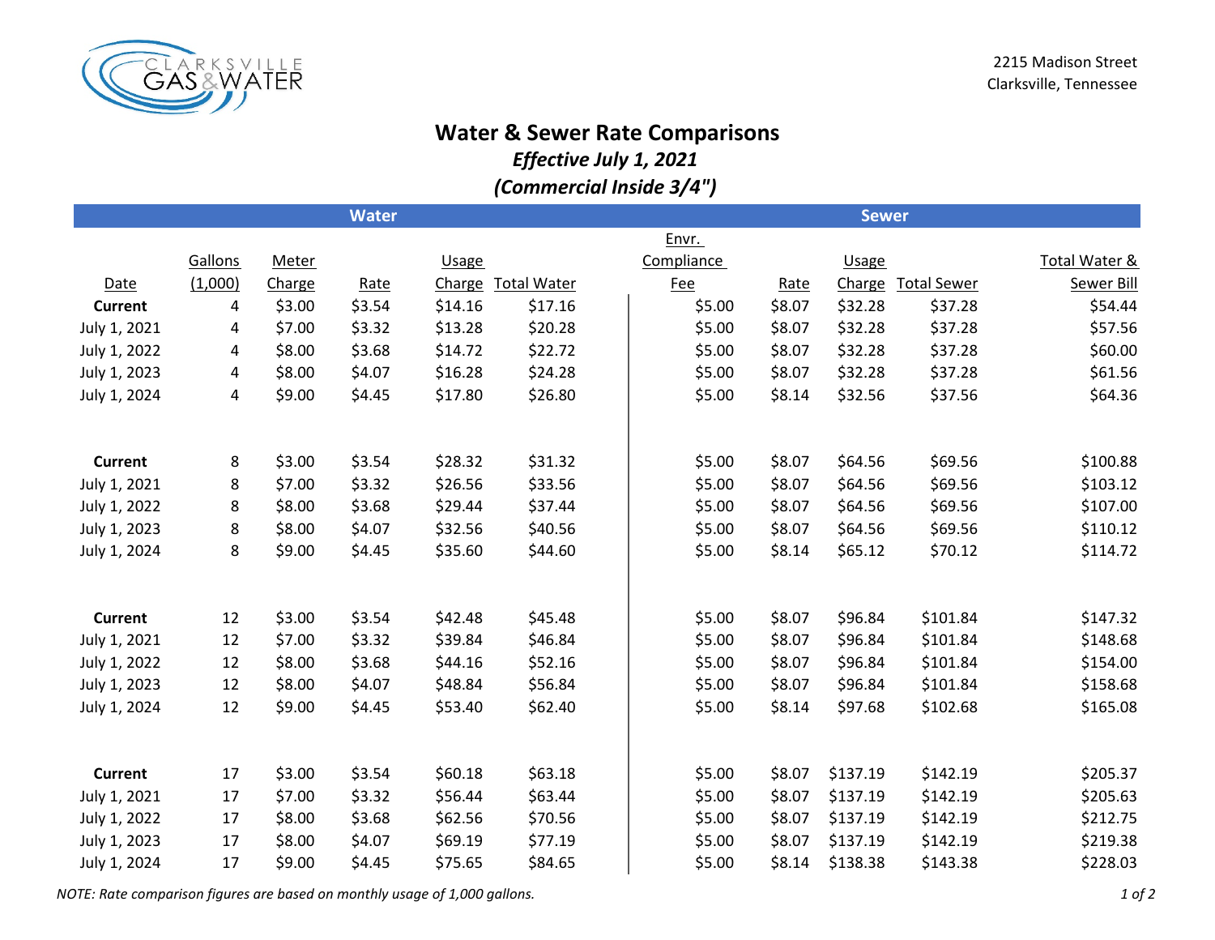CLARKSVILLE GAS & WATER

2215 Madison Street
Clarksville, Tennessee

# Water & Sewer Rate Comparisons

### *Effective July 1, 2021*

### *(Commercial Inside 3/4")*

| | Water | | | | | Sewer | | | | |
|---|---|---|---|---|---|---|---|---|---|---|
| Date | Gallons (1,000) | Meter Charge | Rate | Usage Charge | Total Water | Envr. Compliance Fee | Rate | Usage Charge | Total Sewer | Total Water & Sewer Bill |
| **Current** | 4 | $3.00 | $3.54 | $14.16 | $17.16 | $5.00 | $8.07 | $32.28 | $37.28 | $54.44 |
| July 1, 2021 | 4 | $7.00 | $3.32 | $13.28 | $20.28 | $5.00 | $8.07 | $32.28 | $37.28 | $57.56 |
| July 1, 2022 | 4 | $8.00 | $3.68 | $14.72 | $22.72 | $5.00 | $8.07 | $32.28 | $37.28 | $60.00 |
| July 1, 2023 | 4 | $8.00 | $4.07 | $16.28 | $24.28 | $5.00 | $8.07 | $32.28 | $37.28 | $61.56 |
| July 1, 2024 | 4 | $9.00 | $4.45 | $17.80 | $26.80 | $5.00 | $8.14 | $32.56 | $37.56 | $64.36 |
| | | | | | | | | | | |
| **Current** | 8 | $3.00 | $3.54 | $28.32 | $31.32 | $5.00 | $8.07 | $64.56 | $69.56 | $100.88 |
| July 1, 2021 | 8 | $7.00 | $3.32 | $26.56 | $33.56 | $5.00 | $8.07 | $64.56 | $69.56 | $103.12 |
| July 1, 2022 | 8 | $8.00 | $3.68 | $29.44 | $37.44 | $5.00 | $8.07 | $64.56 | $69.56 | $107.00 |
| July 1, 2023 | 8 | $8.00 | $4.07 | $32.56 | $40.56 | $5.00 | $8.07 | $64.56 | $69.56 | $110.12 |
| July 1, 2024 | 8 | $9.00 | $4.45 | $35.60 | $44.60 | $5.00 | $8.14 | $65.12 | $70.12 | $114.72 |
| | | | | | | | | | | |
| **Current** | 12 | $3.00 | $3.54 | $42.48 | $45.48 | $5.00 | $8.07 | $96.84 | $101.84 | $147.32 |
| July 1, 2021 | 12 | $7.00 | $3.32 | $39.84 | $46.84 | $5.00 | $8.07 | $96.84 | $101.84 | $148.68 |
| July 1, 2022 | 12 | $8.00 | $3.68 | $44.16 | $52.16 | $5.00 | $8.07 | $96.84 | $101.84 | $154.00 |
| July 1, 2023 | 12 | $8.00 | $4.07 | $48.84 | $56.84 | $5.00 | $8.07 | $96.84 | $101.84 | $158.68 |
| July 1, 2024 | 12 | $9.00 | $4.45 | $53.40 | $62.40 | $5.00 | $8.14 | $97.68 | $102.68 | $165.08 |
| | | | | | | | | | | |
| **Current** | 17 | $3.00 | $3.54 | $60.18 | $63.18 | $5.00 | $8.07 | $137.19 | $142.19 | $205.37 |
| July 1, 2021 | 17 | $7.00 | $3.32 | $56.44 | $63.44 | $5.00 | $8.07 | $137.19 | $142.19 | $205.63 |
| July 1, 2022 | 17 | $8.00 | $3.68 | $62.56 | $70.56 | $5.00 | $8.07 | $137.19 | $142.19 | $212.75 |
| July 1, 2023 | 17 | $8.00 | $4.07 | $69.19 | $77.19 | $5.00 | $8.07 | $137.19 | $142.19 | $219.38 |
| July 1, 2024 | 17 | $9.00 | $4.45 | $75.65 | $84.65 | $5.00 | $8.14 | $138.38 | $143.38 | $228.03 |

*NOTE: Rate comparison figures are based on monthly usage of 1,000 gallons.*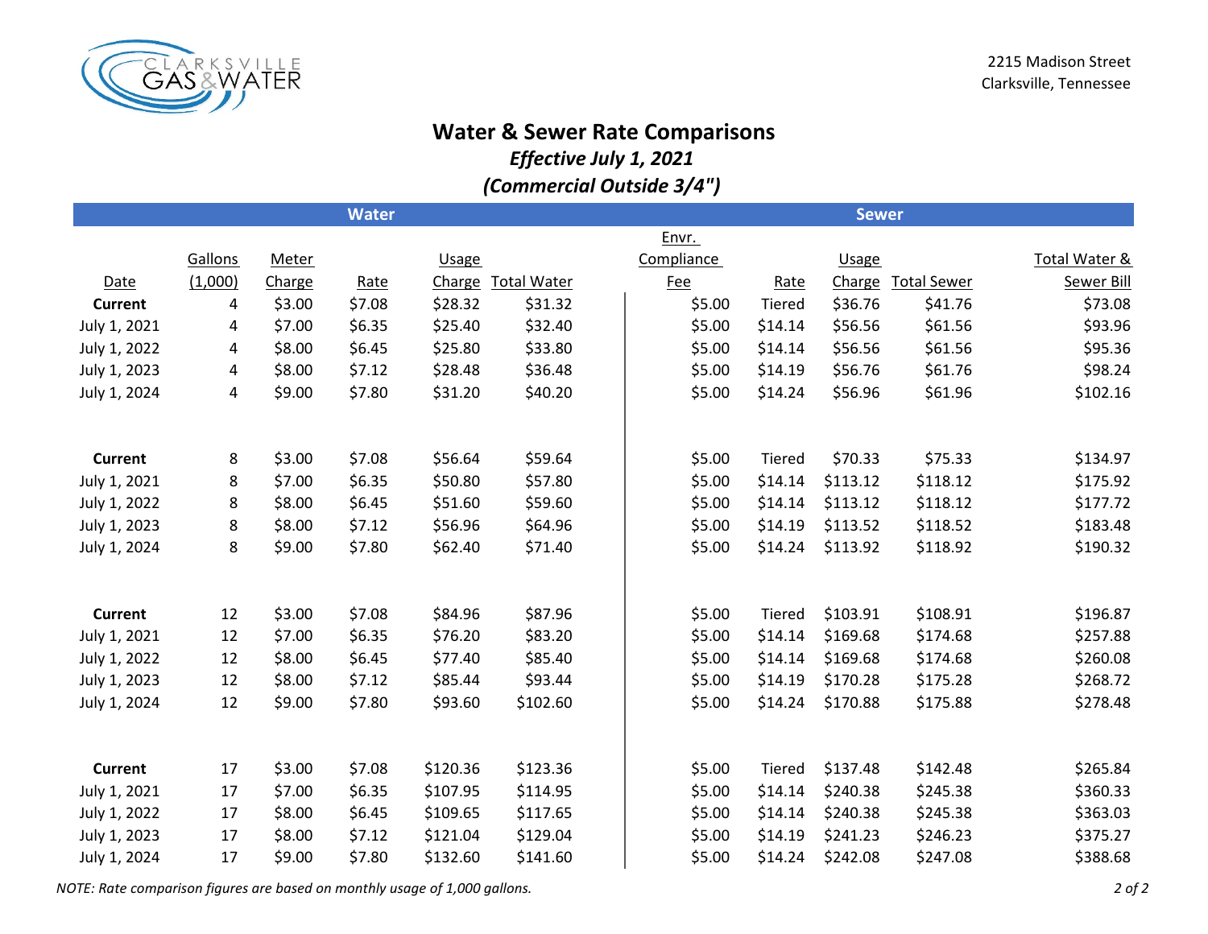CLARKSVILLE GAS & WATER

2215 Madison Street
Clarksville, Tennessee

# Water & Sewer Rate Comparisons

***Effective July 1, 2021***

***(Commercial Outside 3/4")***

| | Water | | | | | Sewer | | | | |
|---|---|---|---|---|---|---|---|---|---|---|
| Date | Gallons (1,000) | Meter Charge | Rate | Usage Charge | Total Water | Envr. Compliance Fee | Rate | Usage Charge | Total Sewer | Total Water & Sewer Bill |
| **Current** | 4 | $3.00 | $7.08 | $28.32 | $31.32 | $5.00 | Tiered | $36.76 | $41.76 | $73.08 |
| July 1, 2021 | 4 | $7.00 | $6.35 | $25.40 | $32.40 | $5.00 | $14.14 | $56.56 | $61.56 | $93.96 |
| July 1, 2022 | 4 | $8.00 | $6.45 | $25.80 | $33.80 | $5.00 | $14.14 | $56.56 | $61.56 | $95.36 |
| July 1, 2023 | 4 | $8.00 | $7.12 | $28.48 | $36.48 | $5.00 | $14.19 | $56.76 | $61.76 | $98.24 |
| July 1, 2024 | 4 | $9.00 | $7.80 | $31.20 | $40.20 | $5.00 | $14.24 | $56.96 | $61.96 | $102.16 |
| | | | | | | | | | | |
| **Current** | 8 | $3.00 | $7.08 | $56.64 | $59.64 | $5.00 | Tiered | $70.33 | $75.33 | $134.97 |
| July 1, 2021 | 8 | $7.00 | $6.35 | $50.80 | $57.80 | $5.00 | $14.14 | $113.12 | $118.12 | $175.92 |
| July 1, 2022 | 8 | $8.00 | $6.45 | $51.60 | $59.60 | $5.00 | $14.14 | $113.12 | $118.12 | $177.72 |
| July 1, 2023 | 8 | $8.00 | $7.12 | $56.96 | $64.96 | $5.00 | $14.19 | $113.52 | $118.52 | $183.48 |
| July 1, 2024 | 8 | $9.00 | $7.80 | $62.40 | $71.40 | $5.00 | $14.24 | $113.92 | $118.92 | $190.32 |
| | | | | | | | | | | |
| **Current** | 12 | $3.00 | $7.08 | $84.96 | $87.96 | $5.00 | Tiered | $103.91 | $108.91 | $196.87 |
| July 1, 2021 | 12 | $7.00 | $6.35 | $76.20 | $83.20 | $5.00 | $14.14 | $169.68 | $174.68 | $257.88 |
| July 1, 2022 | 12 | $8.00 | $6.45 | $77.40 | $85.40 | $5.00 | $14.14 | $169.68 | $174.68 | $260.08 |
| July 1, 2023 | 12 | $8.00 | $7.12 | $85.44 | $93.44 | $5.00 | $14.19 | $170.28 | $175.28 | $268.72 |
| July 1, 2024 | 12 | $9.00 | $7.80 | $93.60 | $102.60 | $5.00 | $14.24 | $170.88 | $175.88 | $278.48 |
| | | | | | | | | | | |
| **Current** | 17 | $3.00 | $7.08 | $120.36 | $123.36 | $5.00 | Tiered | $137.48 | $142.48 | $265.84 |
| July 1, 2021 | 17 | $7.00 | $6.35 | $107.95 | $114.95 | $5.00 | $14.14 | $240.38 | $245.38 | $360.33 |
| July 1, 2022 | 17 | $8.00 | $6.45 | $109.65 | $117.65 | $5.00 | $14.14 | $240.38 | $245.38 | $363.03 |
| July 1, 2023 | 17 | $8.00 | $7.12 | $121.04 | $129.04 | $5.00 | $14.19 | $241.23 | $246.23 | $375.27 |
| July 1, 2024 | 17 | $9.00 | $7.80 | $132.60 | $141.60 | $5.00 | $14.24 | $242.08 | $247.08 | $388.68 |

*NOTE: Rate comparison figures are based on monthly usage of 1,000 gallons.*